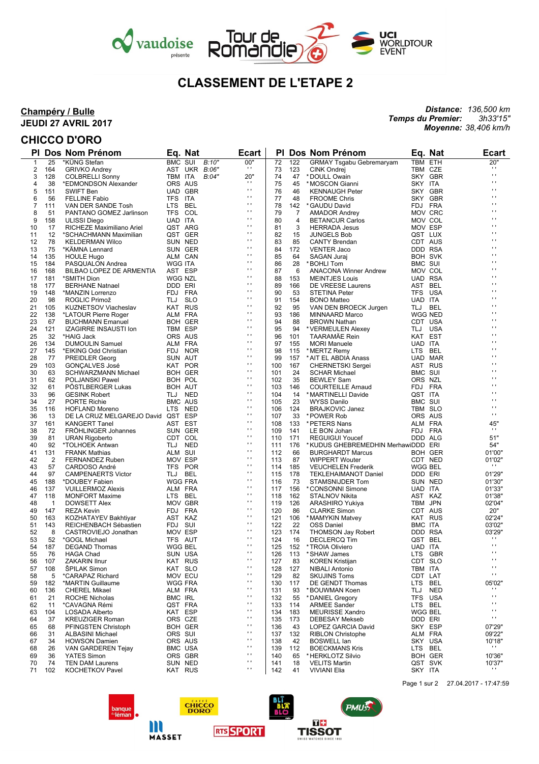# CLASSEMENT DE L'ETAPE 2

**Champéry / Bulle**
**JEUDI 27 AVRIL 2017**

***Distance:*** *136,500 km*
***Temps du Premier:*** *3h33'15"*
***Moyenne:*** *38,406 km/h*

## CHICCO D'ORO

| Pl | Dos | Nom Prénom | Eq. | Nat | | Ecart |
|---|---|---|---|---|---|---|
| 1 | 25 | *KÜNG Stefan | BMC | SUI | B:10" | 00" |
| 2 | 164 | GRIVKO Andrey | AST | UKR | B:06" | ' ' |
| 3 | 128 | COLBRELLI Sonny | TBM | ITA | B:04" | 20" |
| 4 | 38 | *EDMONDSON Alexander | ORS | AUS | | ' ' |
| 5 | 151 | SWIFT Ben | UAD | GBR | | ' ' |
| 6 | 56 | FELLINE Fabio | TFS | ITA | | ' ' |
| 7 | 111 | VAN DER SANDE Tosh | LTS | BEL | | ' ' |
| 8 | 51 | PANTANO GOMEZ Jarlinson | TFS | COL | | ' ' |
| 9 | 158 | ULISSI Diego | UAD | ITA | | ' ' |
| 10 | 17 | RICHEZE Maximiliano Ariel | QST | ARG | | ' ' |
| 11 | 12 | *SCHACHMANN Maximilian | QST | GER | | ' ' |
| 12 | 78 | KELDERMAN Wilco | SUN | NED | | ' ' |
| 13 | 75 | *KÄMNA Lennard | SUN | GER | | ' ' |
| 14 | 135 | HOULE Hugo | ALM | CAN | | ' ' |
| 15 | 184 | PASQUALON Andrea | WGG | ITA | | ' ' |
| 16 | 168 | BILBAO LOPEZ DE ARMENTIA | AST | ESP | | ' ' |
| 17 | 181 | *SMITH Dion | WGG | NZL | | ' ' |
| 18 | 177 | BERHANE Natnael | DDD | ERI | | ' ' |
| 19 | 148 | *MANZIN Lorrenzo | FDJ | FRA | | ' ' |
| 20 | 98 | ROGLIC Primož | TLJ | SLO | | ' ' |
| 21 | 105 | KUZNETSOV Viacheslav | KAT | RUS | | ' ' |
| 22 | 138 | *LATOUR Pierre Roger | ALM | FRA | | ' ' |
| 23 | 67 | BUCHMANN Emanuel | BOH | GER | | ' ' |
| 24 | 121 | IZAGIRRE INSAUSTI Ion | TBM | ESP | | ' ' |
| 25 | 32 | *HAIG Jack | ORS | AUS | | ' ' |
| 26 | 134 | DUMOULIN Samuel | ALM | FRA | | ' ' |
| 27 | 145 | *EIKING Odd Christian | FDJ | NOR | | ' ' |
| 28 | 77 | PREIDLER Georg | SUN | AUT | | ' ' |
| 29 | 103 | GONÇALVES José | KAT | POR | | ' ' |
| 30 | 63 | SCHWARZMANN Michael | BOH | GER | | ' ' |
| 31 | 62 | POLJANSKI Pawel | BOH | POL | | ' ' |
| 32 | 61 | PÖSTLBERGER Lukas | BOH | AUT | | ' ' |
| 33 | 96 | GESINK Robert | TLJ | NED | | ' ' |
| 34 | 27 | PORTE Richie | BMC | AUS | | ' ' |
| 35 | 116 | HOFLAND Moreno | LTS | NED | | ' ' |
| 36 | 13 | DE LA CRUZ MELGAREJO David | QST | ESP | | ' ' |
| 37 | 161 | KANGERT Tanel | AST | EST | | ' ' |
| 38 | 72 | FRÖHLINGER Johannes | SUN | GER | | ' ' |
| 39 | 81 | URAN Rigoberto | CDT | COL | | ' ' |
| 40 | 92 | *TOLHOEK Antwan | TLJ | NED | | ' ' |
| 41 | 131 | FRANK Mathias | ALM | SUI | | ' ' |
| 42 | 2 | FERNANDEZ Ruben | MOV | ESP | | ' ' |
| 43 | 57 | CARDOSO André | TFS | POR | | ' ' |
| 44 | 97 | CAMPENAERTS Victor | TLJ | BEL | | ' ' |
| 45 | 188 | *DOUBEY Fabien | WGG | FRA | | ' ' |
| 46 | 137 | VUILLERMOZ Alexis | ALM | FRA | | ' ' |
| 47 | 118 | MONFORT Maxime | LTS | BEL | | ' ' |
| 48 | 1 | DOWSETT Alex | MOV | GBR | | ' ' |
| 49 | 147 | REZA Kevin | FDJ | FRA | | ' ' |
| 50 | 163 | KOZHATAYEV Bakhtiyar | AST | KAZ | | ' ' |
| 51 | 143 | REICHENBACH Sébastien | FDJ | SUI | | ' ' |
| 52 | 8 | CASTROVIEJO Jonathan | MOV | ESP | | ' ' |
| 53 | 52 | *GOGL Michael | TFS | AUT | | ' ' |
| 54 | 187 | DEGAND Thomas | WGG | BEL | | ' ' |
| 55 | 76 | HAGA Chad | SUN | USA | | ' ' |
| 56 | 107 | ZAKARIN Ilnur | KAT | RUS | | ' ' |
| 57 | 108 | ŠPILAK Simon | KAT | SLO | | ' ' |
| 58 | 5 | *CARAPAZ Richard | MOV | ECU | | ' ' |
| 59 | 182 | *MARTIN Guillaume | WGG | FRA | | ' ' |
| 60 | 136 | CHEREL Mikael | ALM | FRA | | ' ' |
| 61 | 21 | ROCHE Nicholas | BMC | IRL | | ' ' |
| 62 | 11 | *CAVAGNA Rémi | QST | FRA | | ' ' |
| 63 | 104 | LOSADA Alberto | KAT | ESP | | ' ' |
| 64 | 37 | KREUZIGER Roman | ORS | CZE | | ' ' |
| 65 | 68 | PFINGSTEN Christoph | BOH | GER | | ' ' |
| 66 | 31 | ALBASINI Michael | ORS | SUI | | ' ' |
| 67 | 34 | HOWSON Damien | ORS | AUS | | ' ' |
| 68 | 26 | VAN GARDEREN Tejay | BMC | USA | | ' ' |
| 69 | 36 | YATES Simon | ORS | GBR | | ' ' |
| 70 | 74 | TEN DAM Laurens | SUN | NED | | ' ' |
| 71 | 102 | KOCHETKOV Pavel | KAT | RUS | | ' ' |
| 72 | 122 | GRMAY Tsgabu Gebremaryam | TBM | ETH | | 20" |
| 73 | 123 | CINK Ondrej | TBM | CZE | | ' ' |
| 74 | 47 | *DOULL Owain | SKY | GBR | | ' ' |
| 75 | 45 | *MOSCON Gianni | SKY | ITA | | ' ' |
| 76 | 46 | KENNAUGH Peter | SKY | GBR | | ' ' |
| 77 | 48 | FROOME Chris | SKY | GBR | | ' ' |
| 78 | 142 | *GAUDU David | FDJ | FRA | | ' ' |
| 79 | 7 | AMADOR Andrey | MOV | CRC | | ' ' |
| 80 | 4 | BETANCUR Carlos | MOV | COL | | ' ' |
| 81 | 3 | HERRADA Jesus | MOV | ESP | | ' ' |
| 82 | 15 | JUNGELS Bob | QST | LUX | | ' ' |
| 83 | 85 | CANTY Brendan | CDT | AUS | | ' ' |
| 84 | 172 | VENTER Jaco | DDD | RSA | | ' ' |
| 85 | 64 | SAGAN Juraj | BOH | SVK | | ' ' |
| 86 | 28 | *BOHLI Tom | BMC | SUI | | ' ' |
| 87 | 6 | ANACONA Winner Andrew | MOV | COL | | ' ' |
| 88 | 153 | MEINTJES Louis | UAD | RSA | | ' ' |
| 89 | 166 | DE VREESE Laurens | AST | BEL | | ' ' |
| 90 | 53 | STETINA Peter | TFS | USA | | ' ' |
| 91 | 154 | BONO Matteo | UAD | ITA | | ' ' |
| 92 | 95 | VAN DEN BROECK Jurgen | TLJ | BEL | | ' ' |
| 93 | 186 | MINNAARD Marco | WGG | NED | | ' ' |
| 94 | 88 | BROWN Nathan | CDT | USA | | ' ' |
| 95 | 94 | *VERMEULEN Alexey | TLJ | USA | | ' ' |
| 96 | 101 | TAARAMÄE Rein | KAT | EST | | ' ' |
| 97 | 155 | MORI Manuele | UAD | ITA | | ' ' |
| 98 | 115 | *MERTZ Remy | LTS | BEL | | ' ' |
| 99 | 157 | *AIT EL ABDIA Anass | UAD | MAR | | ' ' |
| 100 | 167 | CHERNETSKI Sergei | AST | RUS | | ' ' |
| 101 | 24 | SCHAR Michael | BMC | SUI | | ' ' |
| 102 | 35 | BEWLEY Sam | ORS | NZL | | ' ' |
| 103 | 146 | COURTEILLE Arnaud | FDJ | FRA | | ' ' |
| 104 | 14 | *MARTINELLI Davide | QST | ITA | | ' ' |
| 105 | 23 | WYSS Danilo | BMC | SUI | | ' ' |
| 106 | 124 | BRAJKOVIC Janez | TBM | SLO | | ' ' |
| 107 | 33 | *POWER Rob | ORS | AUS | | ' ' |
| 108 | 133 | *PETERS Nans | ALM | FRA | | 45" |
| 109 | 141 | LE BON Johan | FDJ | FRA | | ' ' |
| 110 | 171 | REGUIGUI Youcef | DDD | ALG | | 51" |
| 111 | 176 | *KUDUS GHEBREMEDHIN Merhawi | DDD | ERI | | 54" |
| 112 | 66 | BURGHARDT Marcus | BOH | GER | | 01'00" |
| 113 | 87 | WIPPERT Wouter | CDT | NED | | 01'02" |
| 114 | 185 | VEUCHELEN Frederik | WGG | BEL | | ' ' |
| 115 | 178 | TEKLEHAIMANOT Daniel | DDD | ERI | | 01'29" |
| 116 | 73 | STAMSNIJDER Tom | SUN | NED | | 01'30" |
| 117 | 156 | *CONSONNI Simone | UAD | ITA | | 01'33" |
| 118 | 162 | STALNOV Nikita | AST | KAZ | | 01'38" |
| 119 | 126 | ARASHIRO Yukiya | TBM | JPN | | 02'04" |
| 120 | 86 | CLARKE Simon | CDT | AUS | | 20" |
| 121 | 106 | *MAMYKIN Matvey | KAT | RUS | | 02'24" |
| 122 | 22 | OSS Daniel | BMC | ITA | | 03'02" |
| 123 | 174 | THOMSON Jay Robert | DDD | RSA | | 03'29" |
| 124 | 16 | DECLERCQ Tim | QST | BEL | | ' ' |
| 125 | 152 | *TROIA Oliviero | UAD | ITA | | ' ' |
| 126 | 113 | *SHAW James | LTS | GBR | | ' ' |
| 127 | 83 | KOREN Kristijan | CDT | SLO | | ' ' |
| 128 | 127 | NIBALI Antonio | TBM | ITA | | ' ' |
| 129 | 82 | SKUJINS Toms | CDT | LAT | | ' ' |
| 130 | 117 | DE GENDT Thomas | LTS | BEL | | 05'02" |
| 131 | 93 | *BOUWMAN Koen | TLJ | NED | | ' ' |
| 132 | 55 | *DANIEL Gregory | TFS | USA | | ' ' |
| 133 | 114 | ARMEE Sander | LTS | BEL | | ' ' |
| 134 | 183 | MEURISSE Xandro | WGG | BEL | | ' ' |
| 135 | 173 | DEBESAY Mekseb | DDD | ERI | | ' ' |
| 136 | 43 | LOPEZ GARCIA David | SKY | ESP | | 07'29" |
| 137 | 132 | RIBLON Christophe | ALM | FRA | | 09'22" |
| 138 | 42 | BOSWELL Ian | SKY | USA | | 10'18" |
| 139 | 112 | BOECKMANS Kris | LTS | BEL | | ' ' |
| 140 | 65 | *HERKLOTZ Silvio | BOH | GER | | 10'36" |
| 141 | 18 | VELITS Martin | QST | SVK | | 10'37" |
| 142 | 41 | VIVIANI Elia | SKY | ITA | | ' ' |

27.04.2017 - 17:47:59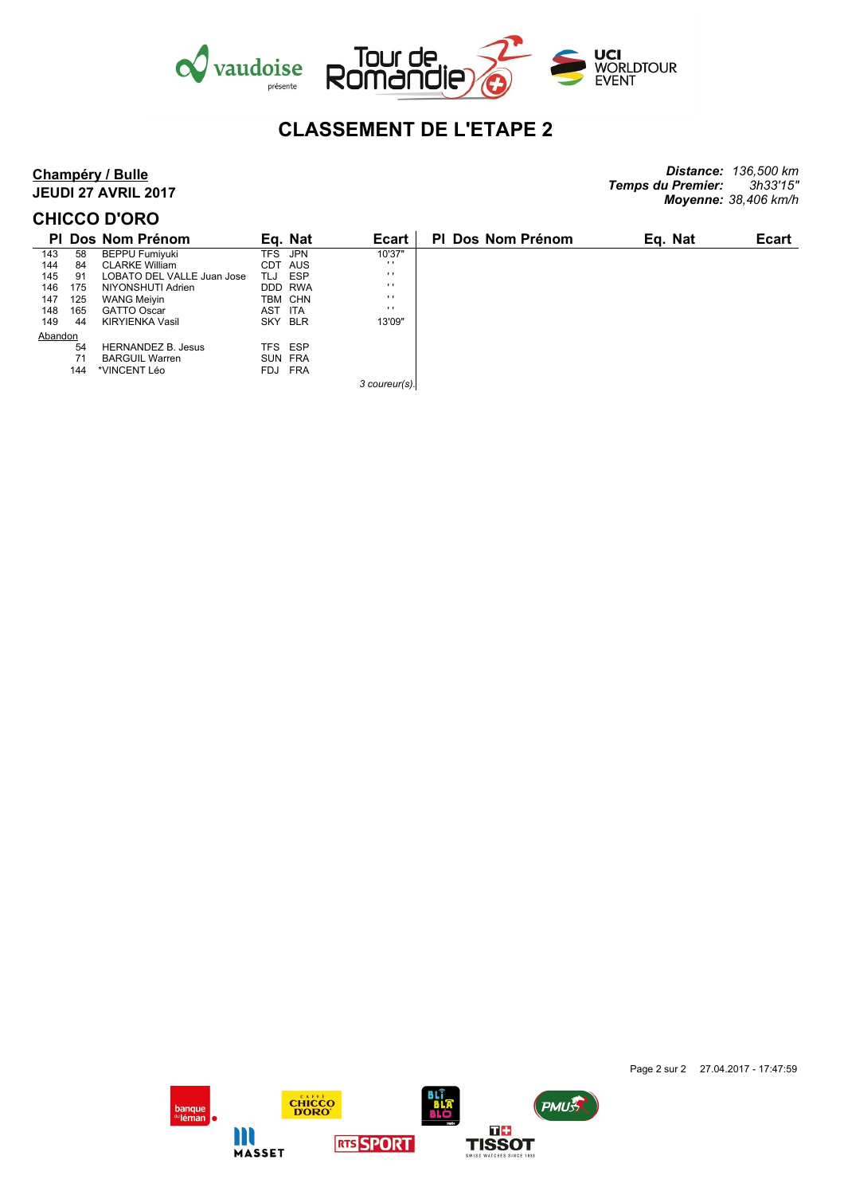# CLASSEMENT DE L'ETAPE 2

**Champéry / Bulle**
**JEUDI 27 AVRIL 2017**

***Distance:*** *136,500 km*
***Temps du Premier:*** *3h33'15"*
***Moyenne:*** *38,406 km/h*

## CHICCO D'ORO

| Pl | Dos | Nom Prénom | Eq. | Nat | Ecart |
|---|---|---|---|---|---|
| 143 | 58 | BEPPU Fumiyuki | TFS | JPN | 10'37" |
| 144 | 84 | CLARKE William | CDT | AUS | ' ' |
| 145 | 91 | LOBATO DEL VALLE Juan Jose | TLJ | ESP | ' ' |
| 146 | 175 | NIYONSHUTI Adrien | DDD | RWA | ' ' |
| 147 | 125 | WANG Meiyin | TBM | CHN | ' ' |
| 148 | 165 | GATTO Oscar | AST | ITA | ' ' |
| 149 | 44 | KIRYIENKA Vasil | SKY | BLR | 13'09" |
| Abandon | | | | | |
| | 54 | HERNANDEZ B. Jesus | TFS | ESP | |
| | 71 | BARGUIL Warren | SUN | FRA | |
| | 144 | *VINCENT Léo | FDJ | FRA | |

*3 coureur(s).*

27.04.2017 - 17:47:59